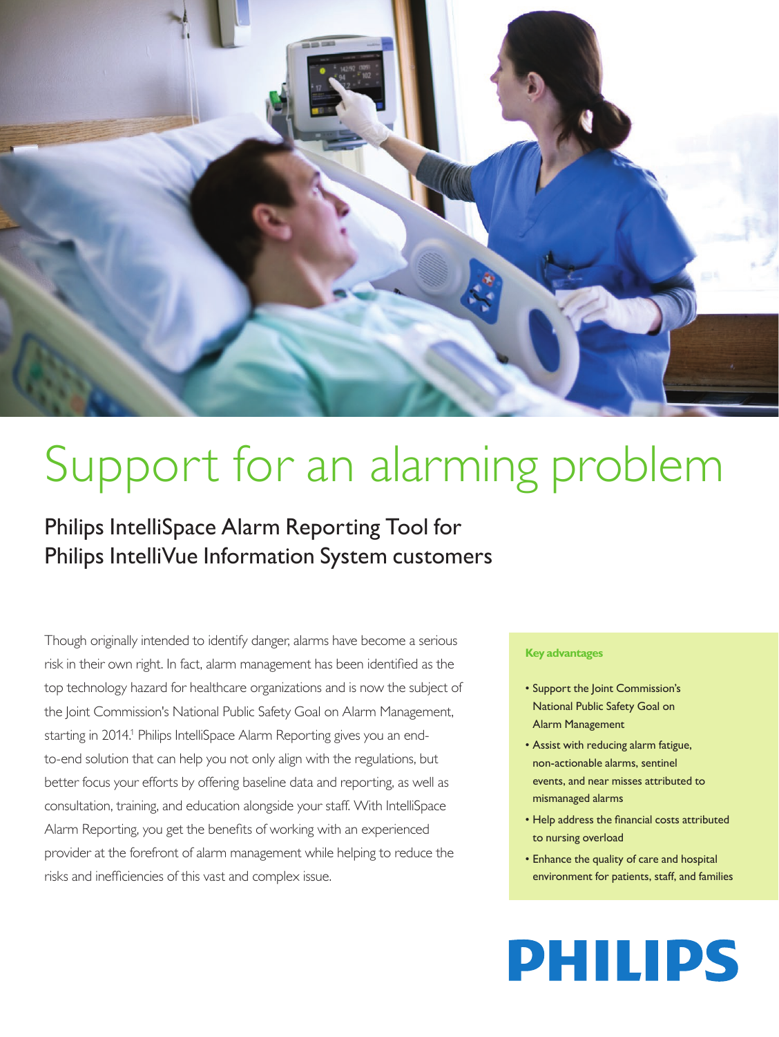# Support for an alarming problem

## Philips IntelliSpace Alarm Reporting Tool for Philips IntelliVue Information System customers

Though originally intended to identify danger, alarms have become a serious risk in their own right. In fact, alarm management has been identified as the top technology hazard for healthcare organizations and is now the subject of the Joint Commission's National Public Safety Goal on Alarm Management, starting in 2014.[1] Philips IntelliSpace Alarm Reporting gives you an end-to-end solution that can help you not only align with the regulations, but better focus your efforts by offering baseline data and reporting, as well as consultation, training, and education alongside your staff. With IntelliSpace Alarm Reporting, you get the benefits of working with an experienced provider at the forefront of alarm management while helping to reduce the risks and inefficiencies of this vast and complex issue.

**Key advantages**

- Support the Joint Commission's National Public Safety Goal on Alarm Management
- Assist with reducing alarm fatigue, non-actionable alarms, sentinel events, and near misses attributed to mismanaged alarms
- Help address the financial costs attributed to nursing overload
- Enhance the quality of care and hospital environment for patients, staff, and families

PHILIPS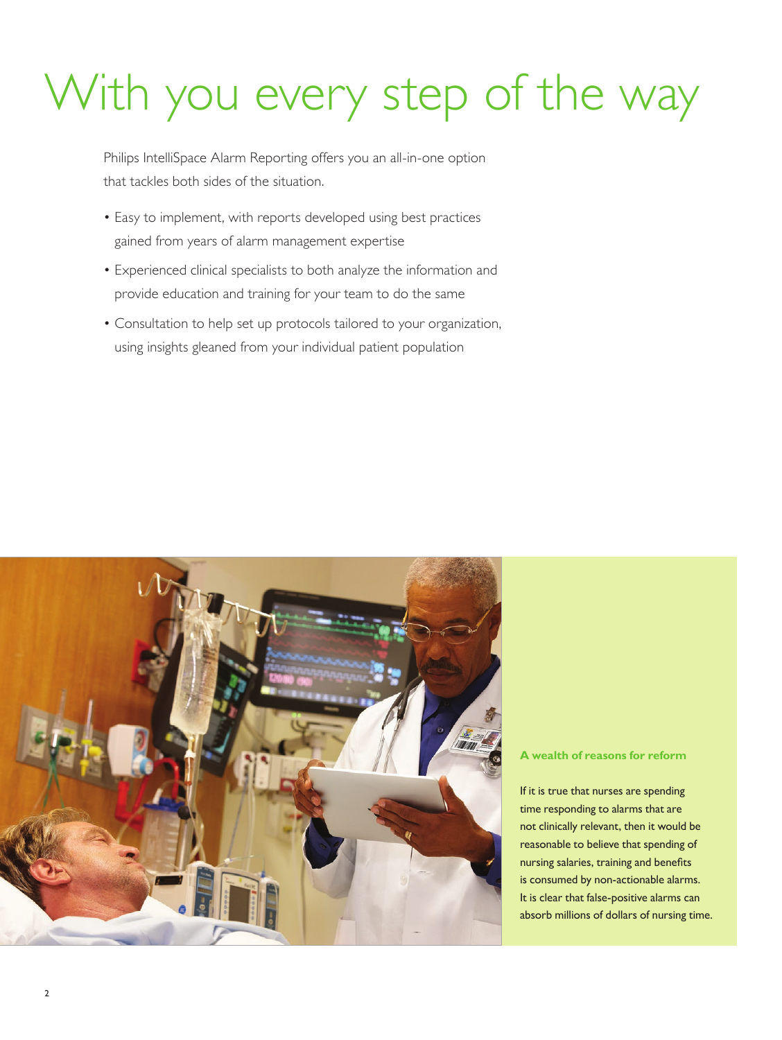# With you every step of the way

Philips IntelliSpace Alarm Reporting offers you an all-in-one option that tackles both sides of the situation.

- Easy to implement, with reports developed using best practices gained from years of alarm management expertise
- Experienced clinical specialists to both analyze the information and provide education and training for your team to do the same
- Consultation to help set up protocols tailored to your organization, using insights gleaned from your individual patient population

**A wealth of reasons for reform**

If it is true that nurses are spending time responding to alarms that are not clinically relevant, then it would be reasonable to believe that spending of nursing salaries, training and benefits is consumed by non-actionable alarms. It is clear that false-positive alarms can absorb millions of dollars of nursing time.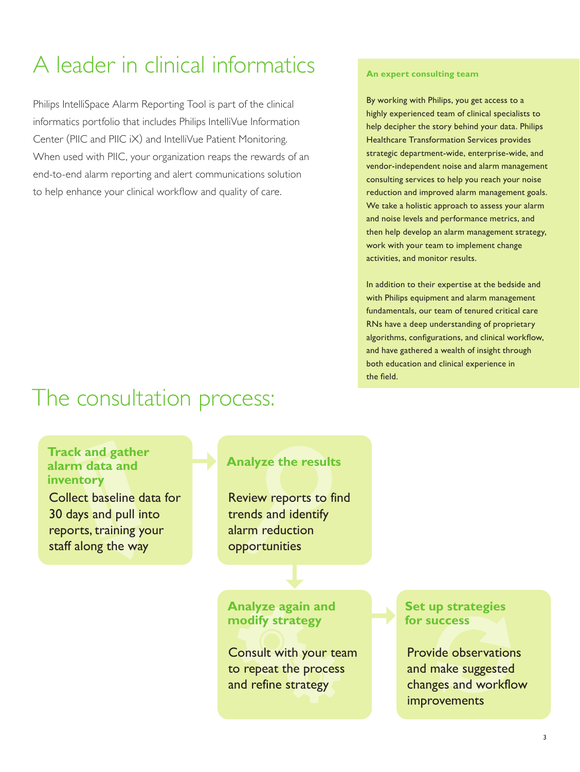# A leader in clinical informatics

Philips IntelliSpace Alarm Reporting Tool is part of the clinical informatics portfolio that includes Philips IntelliVue Information Center (PIIC and PIIC iX) and IntelliVue Patient Monitoring. When used with PIIC, your organization reaps the rewards of an end-to-end alarm reporting and alert communications solution to help enhance your clinical workflow and quality of care.

**An expert consulting team**

By working with Philips, you get access to a highly experienced team of clinical specialists to help decipher the story behind your data. Philips Healthcare Transformation Services provides strategic department-wide, enterprise-wide, and vendor-independent noise and alarm management consulting services to help you reach your noise reduction and improved alarm management goals. We take a holistic approach to assess your alarm and noise levels and performance metrics, and then help develop an alarm management strategy, work with your team to implement change activities, and monitor results.

In addition to their expertise at the bedside and with Philips equipment and alarm management fundamentals, our team of tenured critical care RNs have a deep understanding of proprietary algorithms, configurations, and clinical workflow, and have gathered a wealth of insight through both education and clinical experience in the field.

# The consultation process:

**Track and gather alarm data and inventory**

Collect baseline data for 30 days and pull into reports, training your staff along the way

**Analyze the results**

Review reports to find trends and identify alarm reduction opportunities

**Set up strategies for success**

Provide observations and make suggested changes and workflow improvements

**Analyze again and modify strategy**

Consult with your team to repeat the process and refine strategy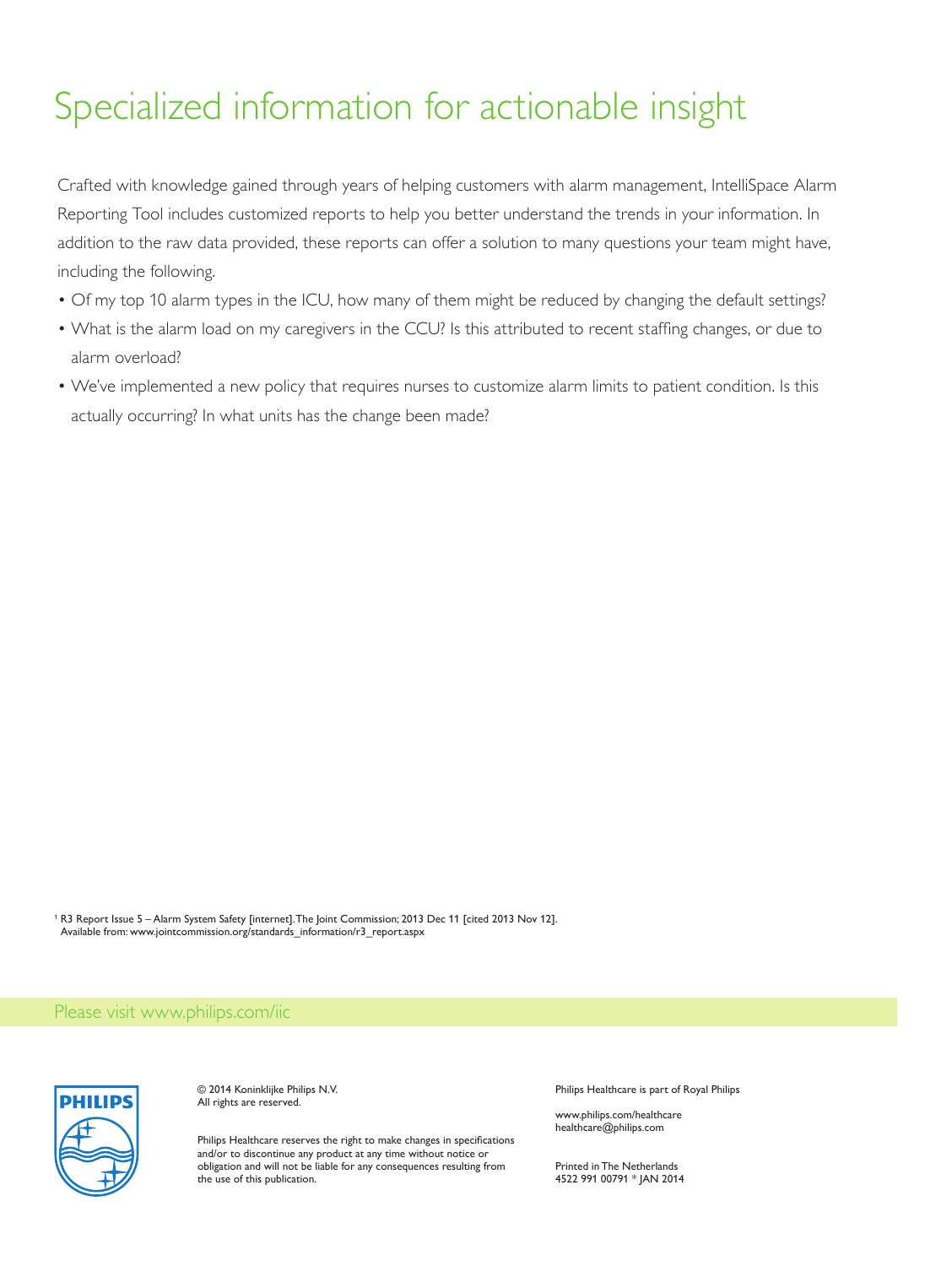# Specialized information for actionable insight

Crafted with knowledge gained through years of helping customers with alarm management, IntelliSpace Alarm Reporting Tool includes customized reports to help you better understand the trends in your information. In addition to the raw data provided, these reports can offer a solution to many questions your team might have, including the following.

- Of my top 10 alarm types in the ICU, how many of them might be reduced by changing the default settings?
- What is the alarm load on my caregivers in the CCU? Is this attributed to recent staffing changes, or due to alarm overload?
- We've implemented a new policy that requires nurses to customize alarm limits to patient condition. Is this actually occurring? In what units has the change been made?

[1] R3 Report Issue 5 – Alarm System Safety [internet]. The Joint Commission; 2013 Dec 11 [cited 2013 Nov 12]. Available from: www.jointcommission.org/standards_information/r3_report.aspx

Please visit www.philips.com/iic

PHILIPS

© 2014 Koninklijke Philips N.V.
All rights are reserved.

Philips Healthcare reserves the right to make changes in specifications and/or to discontinue any product at any time without notice or obligation and will not be liable for any consequences resulting from the use of this publication.

Philips Healthcare is part of Royal Philips

www.philips.com/healthcare
healthcare@philips.com

Printed in The Netherlands
4522 991 00791 * JAN 2014